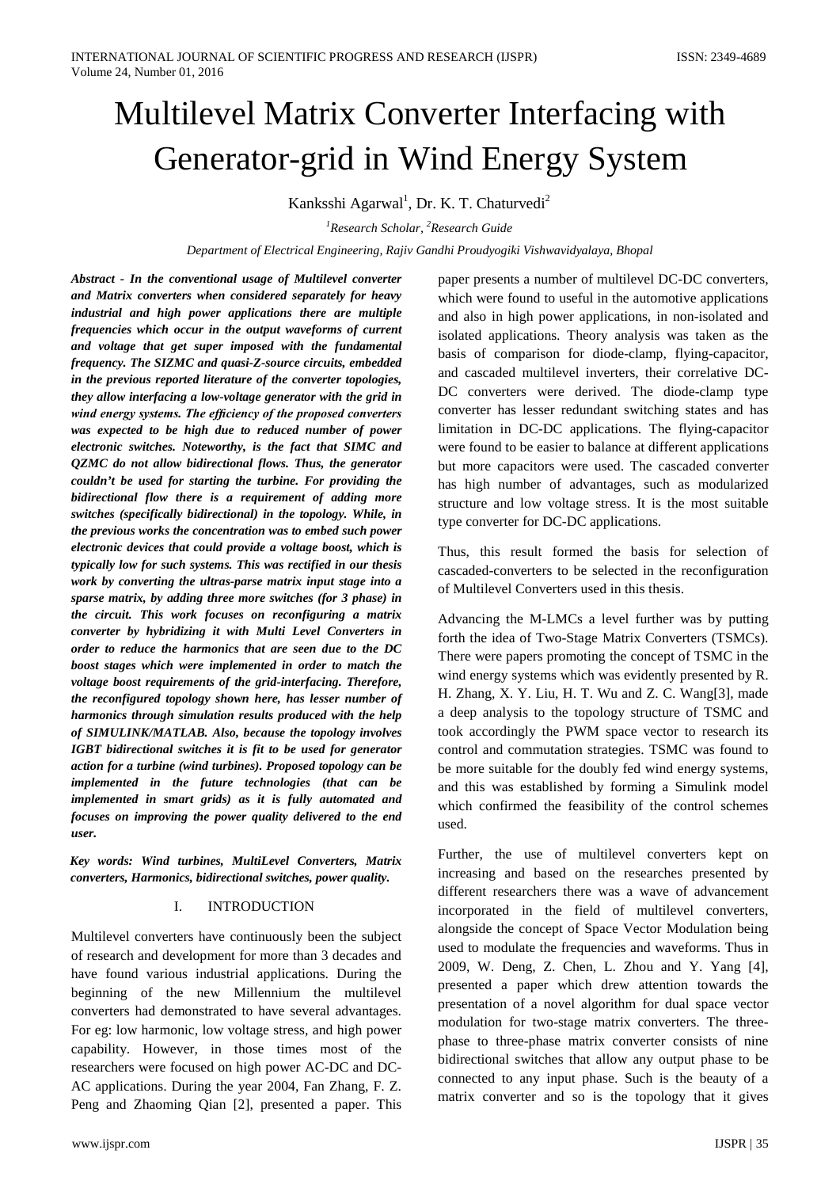# Multilevel Matrix Converter Interfacing with Generator-grid in Wind Energy System

Kanksshi Agarwal[1], Dr. K. T. Chaturvedi[2]

[1]*Research Scholar,* [2]*Research Guide*

*Department of Electrical Engineering, Rajiv Gandhi Proudyogiki Vishwavidyalaya, Bhopal*

***Abstract - In the conventional usage of Multilevel converter and Matrix converters when considered separately for heavy industrial and high power applications there are multiple frequencies which occur in the output waveforms of current and voltage that get super imposed with the fundamental frequency. The SIZMC and quasi-Z-source circuits, embedded in the previous reported literature of the converter topologies, they allow interfacing a low-voltage generator with the grid in wind energy systems. The efficiency of the proposed converters was expected to be high due to reduced number of power electronic switches. Noteworthy, is the fact that SIMC and QZMC do not allow bidirectional flows. Thus, the generator couldn't be used for starting the turbine. For providing the bidirectional flow there is a requirement of adding more switches (specifically bidirectional) in the topology. While, in the previous works the concentration was to embed such power electronic devices that could provide a voltage boost, which is typically low for such systems. This was rectified in our thesis work by converting the ultras-parse matrix input stage into a sparse matrix, by adding three more switches (for 3 phase) in the circuit. This work focuses on reconfiguring a matrix converter by hybridizing it with Multi Level Converters in order to reduce the harmonics that are seen due to the DC boost stages which were implemented in order to match the voltage boost requirements of the grid-interfacing. Therefore, the reconfigured topology shown here, has lesser number of harmonics through simulation results produced with the help of SIMULINK/MATLAB. Also, because the topology involves IGBT bidirectional switches it is fit to be used for generator action for a turbine (wind turbines). Proposed topology can be implemented in the future technologies (that can be implemented in smart grids) as it is fully automated and focuses on improving the power quality delivered to the end user.***

***Key words: Wind turbines, MultiLevel Converters, Matrix converters, Harmonics, bidirectional switches, power quality.***

## I. INTRODUCTION

Multilevel converters have continuously been the subject of research and development for more than 3 decades and have found various industrial applications. During the beginning of the new Millennium the multilevel converters had demonstrated to have several advantages. For eg: low harmonic, low voltage stress, and high power capability. However, in those times most of the researchers were focused on high power AC-DC and DC-AC applications. During the year 2004, Fan Zhang, F. Z. Peng and Zhaoming Qian [2], presented a paper. This paper presents a number of multilevel DC-DC converters, which were found to useful in the automotive applications and also in high power applications, in non-isolated and isolated applications. Theory analysis was taken as the basis of comparison for diode-clamp, flying-capacitor, and cascaded multilevel inverters, their correlative DC-DC converters were derived. The diode-clamp type converter has lesser redundant switching states and has limitation in DC-DC applications. The flying-capacitor were found to be easier to balance at different applications but more capacitors were used. The cascaded converter has high number of advantages, such as modularized structure and low voltage stress. It is the most suitable type converter for DC-DC applications.

Thus, this result formed the basis for selection of cascaded-converters to be selected in the reconfiguration of Multilevel Converters used in this thesis.

Advancing the M-LMCs a level further was by putting forth the idea of Two-Stage Matrix Converters (TSMCs). There were papers promoting the concept of TSMC in the wind energy systems which was evidently presented by R. H. Zhang, X. Y. Liu, H. T. Wu and Z. C. Wang[3], made a deep analysis to the topology structure of TSMC and took accordingly the PWM space vector to research its control and commutation strategies. TSMC was found to be more suitable for the doubly fed wind energy systems, and this was established by forming a Simulink model which confirmed the feasibility of the control schemes used.

Further, the use of multilevel converters kept on increasing and based on the researches presented by different researchers there was a wave of advancement incorporated in the field of multilevel converters, alongside the concept of Space Vector Modulation being used to modulate the frequencies and waveforms. Thus in 2009, W. Deng, Z. Chen, L. Zhou and Y. Yang [4], presented a paper which drew attention towards the presentation of a novel algorithm for dual space vector modulation for two-stage matrix converters. The three-phase to three-phase matrix converter consists of nine bidirectional switches that allow any output phase to be connected to any input phase. Such is the beauty of a matrix converter and so is the topology that it gives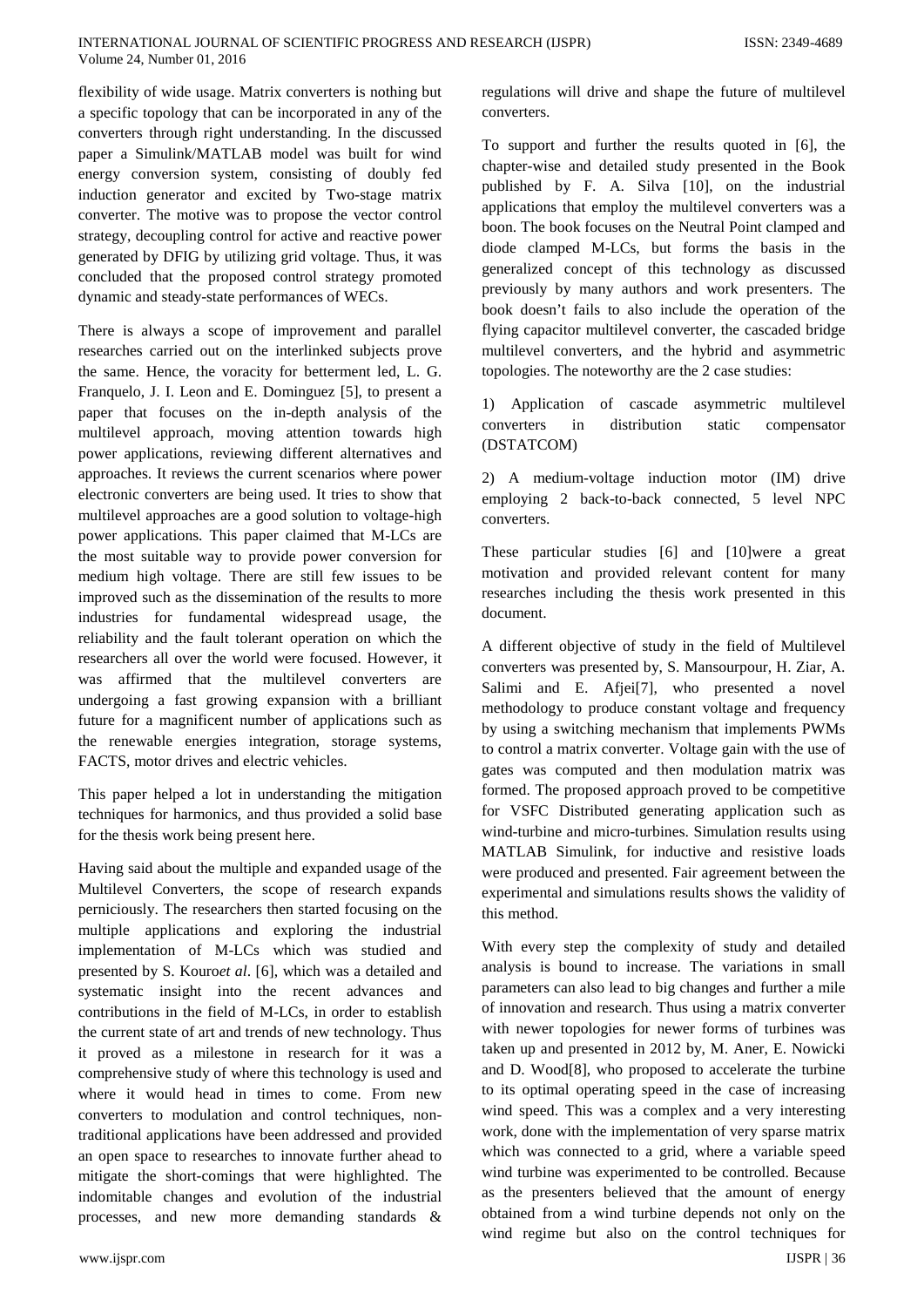flexibility of wide usage. Matrix converters is nothing but a specific topology that can be incorporated in any of the converters through right understanding. In the discussed paper a Simulink/MATLAB model was built for wind energy conversion system, consisting of doubly fed induction generator and excited by Two-stage matrix converter. The motive was to propose the vector control strategy, decoupling control for active and reactive power generated by DFIG by utilizing grid voltage. Thus, it was concluded that the proposed control strategy promoted dynamic and steady-state performances of WECs.

There is always a scope of improvement and parallel researches carried out on the interlinked subjects prove the same. Hence, the voracity for betterment led, L. G. Franquelo, J. I. Leon and E. Dominguez [5], to present a paper that focuses on the in-depth analysis of the multilevel approach, moving attention towards high power applications, reviewing different alternatives and approaches. It reviews the current scenarios where power electronic converters are being used. It tries to show that multilevel approaches are a good solution to voltage-high power applications. This paper claimed that M-LCs are the most suitable way to provide power conversion for medium high voltage. There are still few issues to be improved such as the dissemination of the results to more industries for fundamental widespread usage, the reliability and the fault tolerant operation on which the researchers all over the world were focused. However, it was affirmed that the multilevel converters are undergoing a fast growing expansion with a brilliant future for a magnificent number of applications such as the renewable energies integration, storage systems, FACTS, motor drives and electric vehicles.

This paper helped a lot in understanding the mitigation techniques for harmonics, and thus provided a solid base for the thesis work being present here.

Having said about the multiple and expanded usage of the Multilevel Converters, the scope of research expands perniciously. The researchers then started focusing on the multiple applications and exploring the industrial implementation of M-LCs which was studied and presented by S. Kouro*et al*. [6], which was a detailed and systematic insight into the recent advances and contributions in the field of M-LCs, in order to establish the current state of art and trends of new technology. Thus it proved as a milestone in research for it was a comprehensive study of where this technology is used and where it would head in times to come. From new converters to modulation and control techniques, non-traditional applications have been addressed and provided an open space to researches to innovate further ahead to mitigate the short-comings that were highlighted. The indomitable changes and evolution of the industrial processes, and new more demanding standards & regulations will drive and shape the future of multilevel converters.

To support and further the results quoted in [6], the chapter-wise and detailed study presented in the Book published by F. A. Silva [10], on the industrial applications that employ the multilevel converters was a boon. The book focuses on the Neutral Point clamped and diode clamped M-LCs, but forms the basis in the generalized concept of this technology as discussed previously by many authors and work presenters. The book doesn't fails to also include the operation of the flying capacitor multilevel converter, the cascaded bridge multilevel converters, and the hybrid and asymmetric topologies. The noteworthy are the 2 case studies:

1) Application of cascade asymmetric multilevel converters in distribution static compensator (DSTATCOM)

2) A medium-voltage induction motor (IM) drive employing 2 back-to-back connected, 5 level NPC converters.

These particular studies [6] and [10]were a great motivation and provided relevant content for many researches including the thesis work presented in this document.

A different objective of study in the field of Multilevel converters was presented by, S. Mansourpour, H. Ziar, A. Salimi and E. Afjei[7], who presented a novel methodology to produce constant voltage and frequency by using a switching mechanism that implements PWMs to control a matrix converter. Voltage gain with the use of gates was computed and then modulation matrix was formed. The proposed approach proved to be competitive for VSFC Distributed generating application such as wind-turbine and micro-turbines. Simulation results using MATLAB Simulink, for inductive and resistive loads were produced and presented. Fair agreement between the experimental and simulations results shows the validity of this method.

With every step the complexity of study and detailed analysis is bound to increase. The variations in small parameters can also lead to big changes and further a mile of innovation and research. Thus using a matrix converter with newer topologies for newer forms of turbines was taken up and presented in 2012 by, M. Aner, E. Nowicki and D. Wood[8], who proposed to accelerate the turbine to its optimal operating speed in the case of increasing wind speed. This was a complex and a very interesting work, done with the implementation of very sparse matrix which was connected to a grid, where a variable speed wind turbine was experimented to be controlled. Because as the presenters believed that the amount of energy obtained from a wind turbine depends not only on the wind regime but also on the control techniques for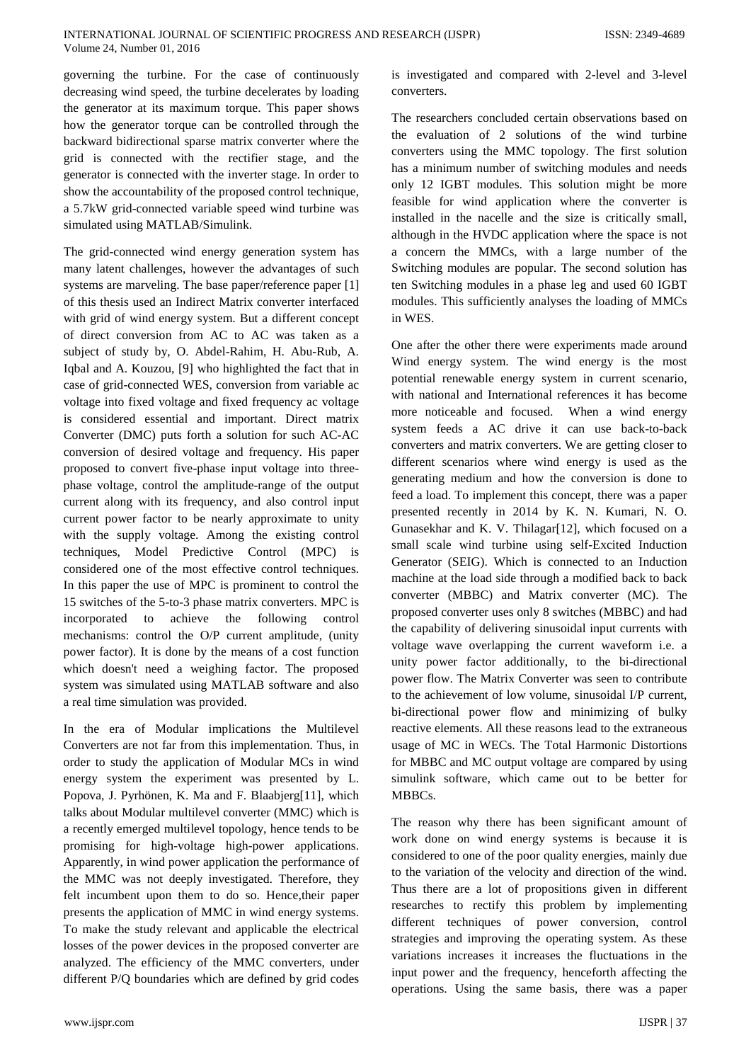governing the turbine. For the case of continuously decreasing wind speed, the turbine decelerates by loading the generator at its maximum torque. This paper shows how the generator torque can be controlled through the backward bidirectional sparse matrix converter where the grid is connected with the rectifier stage, and the generator is connected with the inverter stage. In order to show the accountability of the proposed control technique, a 5.7kW grid-connected variable speed wind turbine was simulated using MATLAB/Simulink.

The grid-connected wind energy generation system has many latent challenges, however the advantages of such systems are marveling. The base paper/reference paper [1] of this thesis used an Indirect Matrix converter interfaced with grid of wind energy system. But a different concept of direct conversion from AC to AC was taken as a subject of study by, O. Abdel-Rahim, H. Abu-Rub, A. Iqbal and A. Kouzou, [9] who highlighted the fact that in case of grid-connected WES, conversion from variable ac voltage into fixed voltage and fixed frequency ac voltage is considered essential and important. Direct matrix Converter (DMC) puts forth a solution for such AC-AC conversion of desired voltage and frequency. His paper proposed to convert five-phase input voltage into three-phase voltage, control the amplitude-range of the output current along with its frequency, and also control input current power factor to be nearly approximate to unity with the supply voltage. Among the existing control techniques, Model Predictive Control (MPC) is considered one of the most effective control techniques. In this paper the use of MPC is prominent to control the 15 switches of the 5-to-3 phase matrix converters. MPC is incorporated to achieve the following control mechanisms: control the O/P current amplitude, (unity power factor). It is done by the means of a cost function which doesn't need a weighing factor. The proposed system was simulated using MATLAB software and also a real time simulation was provided.

In the era of Modular implications the Multilevel Converters are not far from this implementation. Thus, in order to study the application of Modular MCs in wind energy system the experiment was presented by L. Popova, J. Pyrhönen, K. Ma and F. Blaabjerg[11], which talks about Modular multilevel converter (MMC) which is a recently emerged multilevel topology, hence tends to be promising for high-voltage high-power applications. Apparently, in wind power application the performance of the MMC was not deeply investigated. Therefore, they felt incumbent upon them to do so. Hence,their paper presents the application of MMC in wind energy systems. To make the study relevant and applicable the electrical losses of the power devices in the proposed converter are analyzed. The efficiency of the MMC converters, under different P/Q boundaries which are defined by grid codes is investigated and compared with 2-level and 3-level converters.

The researchers concluded certain observations based on the evaluation of 2 solutions of the wind turbine converters using the MMC topology. The first solution has a minimum number of switching modules and needs only 12 IGBT modules. This solution might be more feasible for wind application where the converter is installed in the nacelle and the size is critically small, although in the HVDC application where the space is not a concern the MMCs, with a large number of the Switching modules are popular. The second solution has ten Switching modules in a phase leg and used 60 IGBT modules. This sufficiently analyses the loading of MMCs in WES.

One after the other there were experiments made around Wind energy system. The wind energy is the most potential renewable energy system in current scenario, with national and International references it has become more noticeable and focused. When a wind energy system feeds a AC drive it can use back-to-back converters and matrix converters. We are getting closer to different scenarios where wind energy is used as the generating medium and how the conversion is done to feed a load. To implement this concept, there was a paper presented recently in 2014 by K. N. Kumari, N. O. Gunasekhar and K. V. Thilagar[12], which focused on a small scale wind turbine using self-Excited Induction Generator (SEIG). Which is connected to an Induction machine at the load side through a modified back to back converter (MBBC) and Matrix converter (MC). The proposed converter uses only 8 switches (MBBC) and had the capability of delivering sinusoidal input currents with voltage wave overlapping the current waveform i.e. a unity power factor additionally, to the bi-directional power flow. The Matrix Converter was seen to contribute to the achievement of low volume, sinusoidal I/P current, bi-directional power flow and minimizing of bulky reactive elements. All these reasons lead to the extraneous usage of MC in WECs. The Total Harmonic Distortions for MBBC and MC output voltage are compared by using simulink software, which came out to be better for MBBCs.

The reason why there has been significant amount of work done on wind energy systems is because it is considered to one of the poor quality energies, mainly due to the variation of the velocity and direction of the wind. Thus there are a lot of propositions given in different researches to rectify this problem by implementing different techniques of power conversion, control strategies and improving the operating system. As these variations increases it increases the fluctuations in the input power and the frequency, henceforth affecting the operations. Using the same basis, there was a paper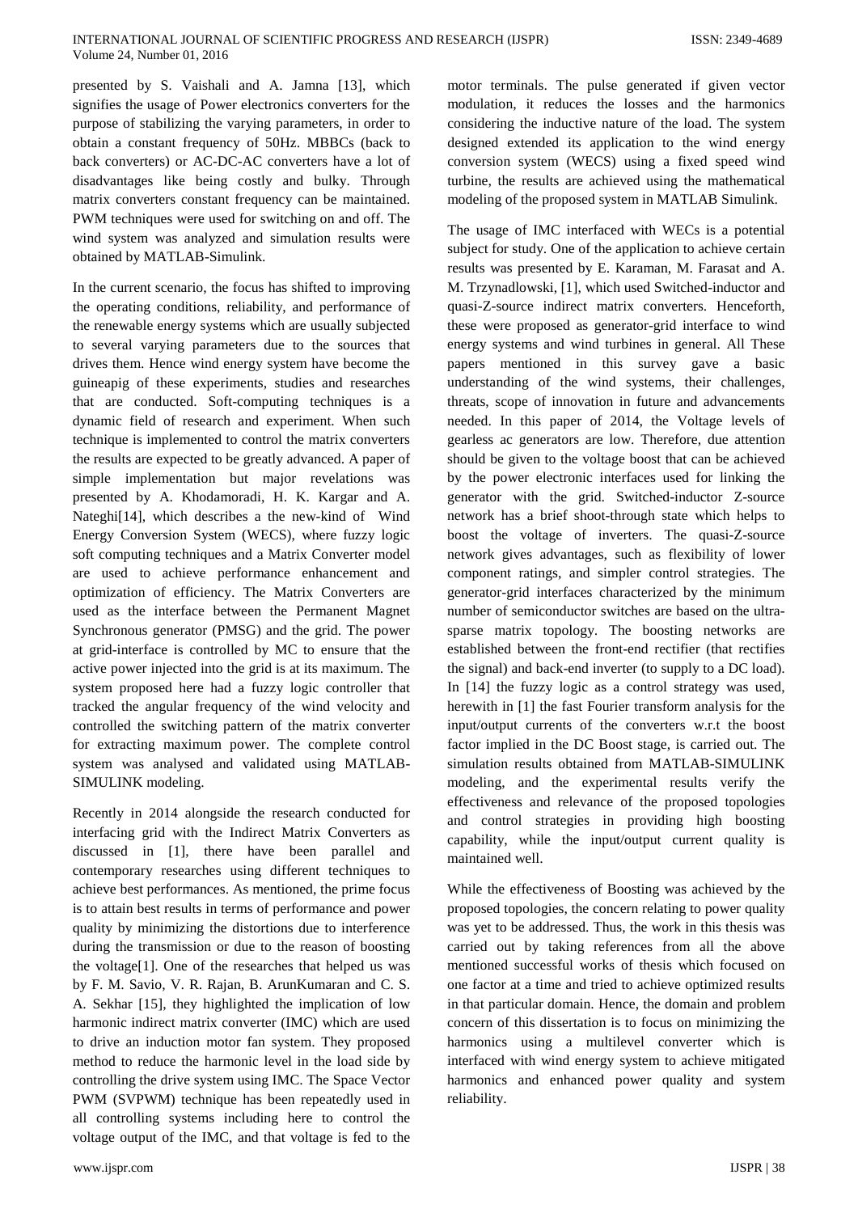presented by S. Vaishali and A. Jamna [13], which signifies the usage of Power electronics converters for the purpose of stabilizing the varying parameters, in order to obtain a constant frequency of 50Hz. MBBCs (back to back converters) or AC-DC-AC converters have a lot of disadvantages like being costly and bulky. Through matrix converters constant frequency can be maintained. PWM techniques were used for switching on and off. The wind system was analyzed and simulation results were obtained by MATLAB-Simulink.

In the current scenario, the focus has shifted to improving the operating conditions, reliability, and performance of the renewable energy systems which are usually subjected to several varying parameters due to the sources that drives them. Hence wind energy system have become the guineapig of these experiments, studies and researches that are conducted. Soft-computing techniques is a dynamic field of research and experiment. When such technique is implemented to control the matrix converters the results are expected to be greatly advanced. A paper of simple implementation but major revelations was presented by A. Khodamoradi, H. K. Kargar and A. Nateghi[14], which describes a the new-kind of Wind Energy Conversion System (WECS), where fuzzy logic soft computing techniques and a Matrix Converter model are used to achieve performance enhancement and optimization of efficiency. The Matrix Converters are used as the interface between the Permanent Magnet Synchronous generator (PMSG) and the grid. The power at grid-interface is controlled by MC to ensure that the active power injected into the grid is at its maximum. The system proposed here had a fuzzy logic controller that tracked the angular frequency of the wind velocity and controlled the switching pattern of the matrix converter for extracting maximum power. The complete control system was analysed and validated using MATLAB-SIMULINK modeling.

Recently in 2014 alongside the research conducted for interfacing grid with the Indirect Matrix Converters as discussed in [1], there have been parallel and contemporary researches using different techniques to achieve best performances. As mentioned, the prime focus is to attain best results in terms of performance and power quality by minimizing the distortions due to interference during the transmission or due to the reason of boosting the voltage[1]. One of the researches that helped us was by F. M. Savio, V. R. Rajan, B. ArunKumaran and C. S. A. Sekhar [15], they highlighted the implication of low harmonic indirect matrix converter (IMC) which are used to drive an induction motor fan system. They proposed method to reduce the harmonic level in the load side by controlling the drive system using IMC. The Space Vector PWM (SVPWM) technique has been repeatedly used in all controlling systems including here to control the voltage output of the IMC, and that voltage is fed to the motor terminals. The pulse generated if given vector modulation, it reduces the losses and the harmonics considering the inductive nature of the load. The system designed extended its application to the wind energy conversion system (WECS) using a fixed speed wind turbine, the results are achieved using the mathematical modeling of the proposed system in MATLAB Simulink.

The usage of IMC interfaced with WECs is a potential subject for study. One of the application to achieve certain results was presented by E. Karaman, M. Farasat and A. M. Trzynadlowski, [1], which used Switched-inductor and quasi-Z-source indirect matrix converters. Henceforth, these were proposed as generator-grid interface to wind energy systems and wind turbines in general. All These papers mentioned in this survey gave a basic understanding of the wind systems, their challenges, threats, scope of innovation in future and advancements needed. In this paper of 2014, the Voltage levels of gearless ac generators are low. Therefore, due attention should be given to the voltage boost that can be achieved by the power electronic interfaces used for linking the generator with the grid. Switched-inductor Z-source network has a brief shoot-through state which helps to boost the voltage of inverters. The quasi-Z-source network gives advantages, such as flexibility of lower component ratings, and simpler control strategies. The generator-grid interfaces characterized by the minimum number of semiconductor switches are based on the ultra-sparse matrix topology. The boosting networks are established between the front-end rectifier (that rectifies the signal) and back-end inverter (to supply to a DC load). In [14] the fuzzy logic as a control strategy was used, herewith in [1] the fast Fourier transform analysis for the input/output currents of the converters w.r.t the boost factor implied in the DC Boost stage, is carried out. The simulation results obtained from MATLAB-SIMULINK modeling, and the experimental results verify the effectiveness and relevance of the proposed topologies and control strategies in providing high boosting capability, while the input/output current quality is maintained well.

While the effectiveness of Boosting was achieved by the proposed topologies, the concern relating to power quality was yet to be addressed. Thus, the work in this thesis was carried out by taking references from all the above mentioned successful works of thesis which focused on one factor at a time and tried to achieve optimized results in that particular domain. Hence, the domain and problem concern of this dissertation is to focus on minimizing the harmonics using a multilevel converter which is interfaced with wind energy system to achieve mitigated harmonics and enhanced power quality and system reliability.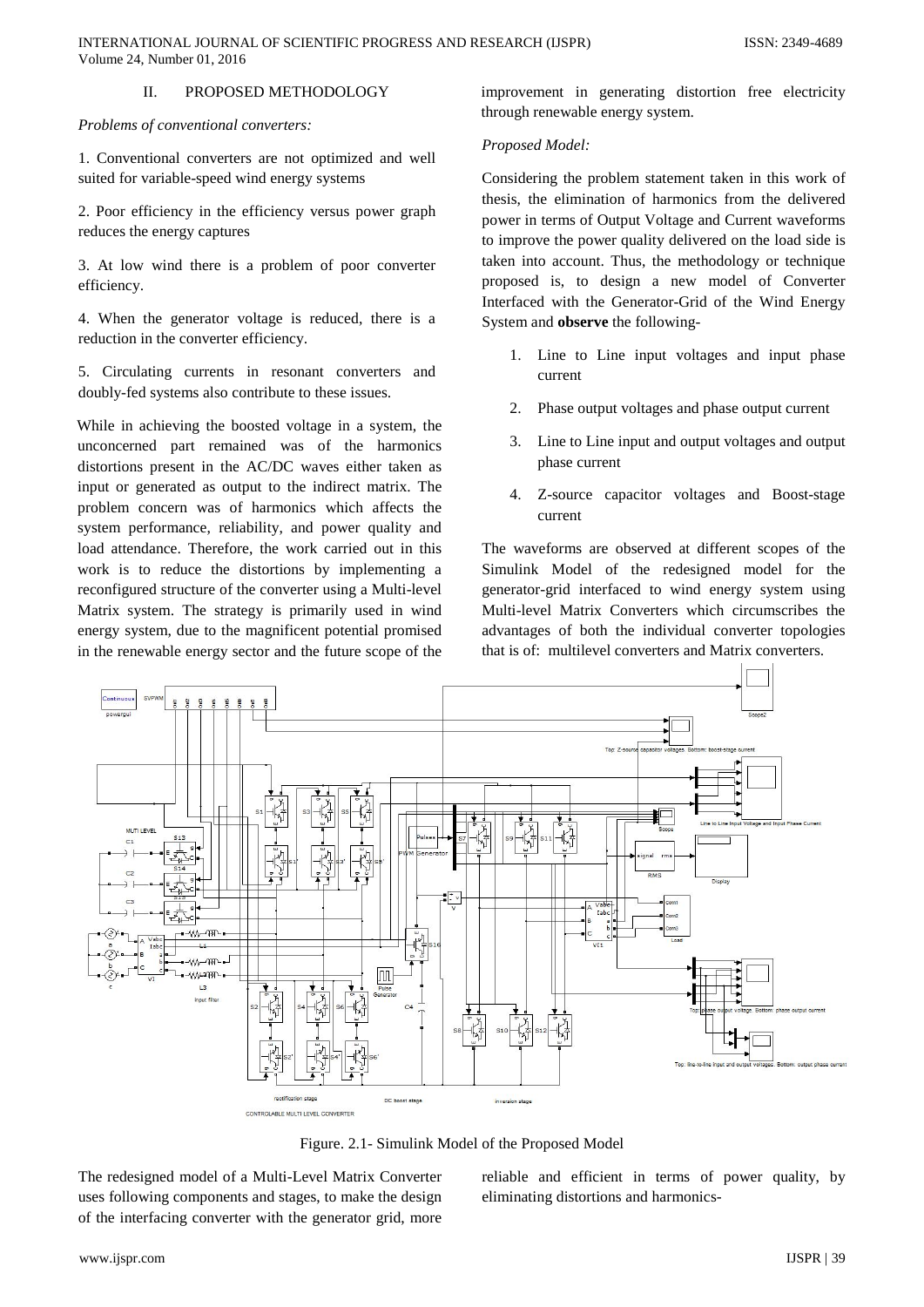## II. PROPOSED METHODOLOGY

*Problems of conventional converters:*

1. Conventional converters are not optimized and well suited for variable-speed wind energy systems

2. Poor efficiency in the efficiency versus power graph reduces the energy captures

3. At low wind there is a problem of poor converter efficiency.

4. When the generator voltage is reduced, there is a reduction in the converter efficiency.

5. Circulating currents in resonant converters and doubly-fed systems also contribute to these issues.

While in achieving the boosted voltage in a system, the unconcerned part remained was of the harmonics distortions present in the AC/DC waves either taken as input or generated as output to the indirect matrix. The problem concern was of harmonics which affects the system performance, reliability, and power quality and load attendance. Therefore, the work carried out in this work is to reduce the distortions by implementing a reconfigured structure of the converter using a Multi-level Matrix system. The strategy is primarily used in wind energy system, due to the magnificent potential promised in the renewable energy sector and the future scope of the improvement in generating distortion free electricity through renewable energy system.

*Proposed Model:*

Considering the problem statement taken in this work of thesis, the elimination of harmonics from the delivered power in terms of Output Voltage and Current waveforms to improve the power quality delivered on the load side is taken into account. Thus, the methodology or technique proposed is, to design a new model of Converter Interfaced with the Generator-Grid of the Wind Energy System and **observe** the following-

1. Line to Line input voltages and input phase current
2. Phase output voltages and phase output current
3. Line to Line input and output voltages and output phase current
4. Z-source capacitor voltages and Boost-stage current

The waveforms are observed at different scopes of the Simulink Model of the redesigned model for the generator-grid interfaced to wind energy system using Multi-level Matrix Converters which circumscribes the advantages of both the individual converter topologies that is of: multilevel converters and Matrix converters.

Figure. 2.1- Simulink Model of the Proposed Model

The redesigned model of a Multi-Level Matrix Converter uses following components and stages, to make the design of the interfacing converter with the generator grid, more reliable and efficient in terms of power quality, by eliminating distortions and harmonics-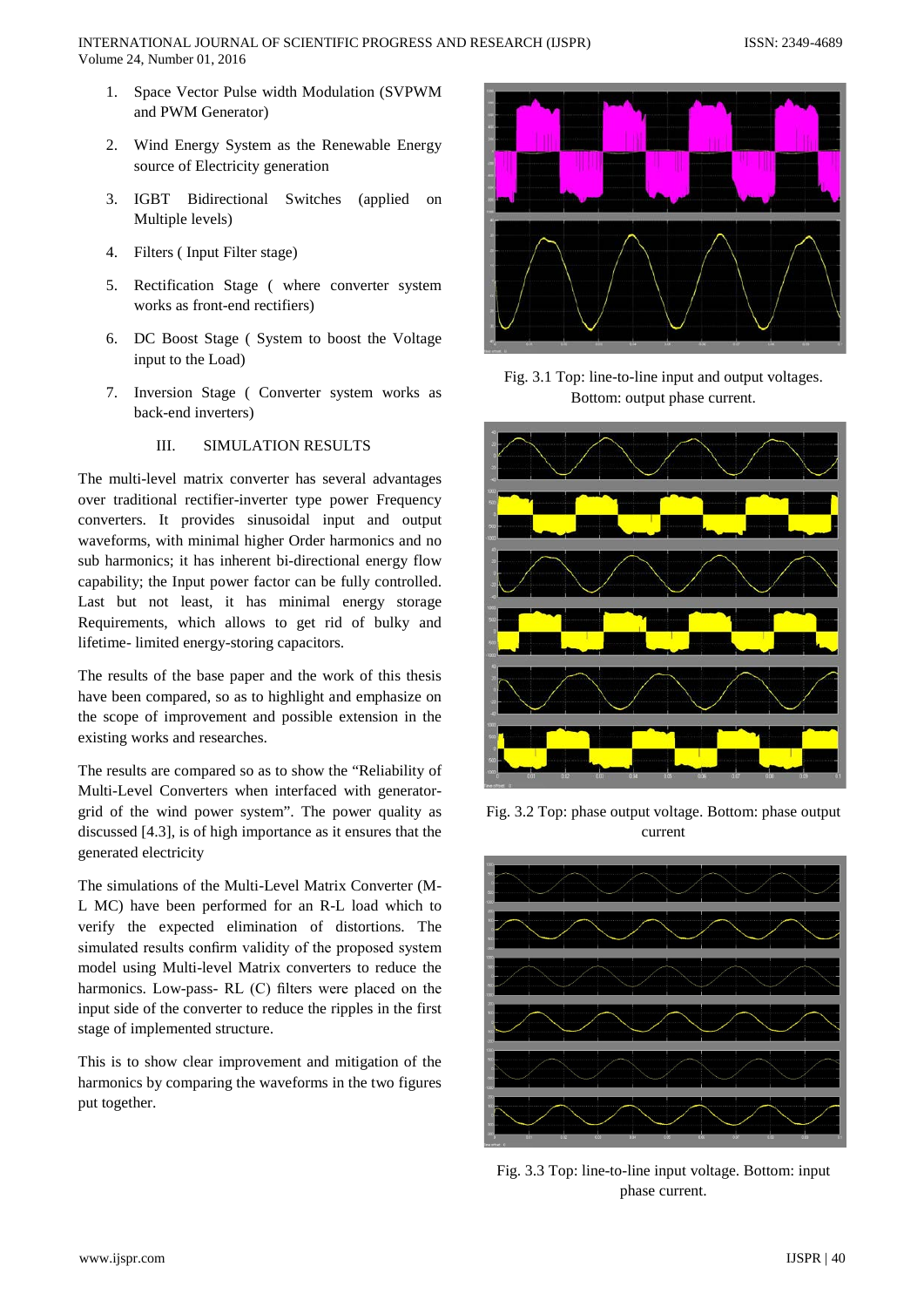1. Space Vector Pulse width Modulation (SVPWM and PWM Generator)
2. Wind Energy System as the Renewable Energy source of Electricity generation
3. IGBT Bidirectional Switches (applied on Multiple levels)
4. Filters ( Input Filter stage)
5. Rectification Stage ( where converter system works as front-end rectifiers)
6. DC Boost Stage ( System to boost the Voltage input to the Load)
7. Inversion Stage ( Converter system works as back-end inverters)

## III. SIMULATION RESULTS

The multi-level matrix converter has several advantages over traditional rectifier-inverter type power Frequency converters. It provides sinusoidal input and output waveforms, with minimal higher Order harmonics and no sub harmonics; it has inherent bi-directional energy flow capability; the Input power factor can be fully controlled. Last but not least, it has minimal energy storage Requirements, which allows to get rid of bulky and lifetime- limited energy-storing capacitors.

The results of the base paper and the work of this thesis have been compared, so as to highlight and emphasize on the scope of improvement and possible extension in the existing works and researches.

The results are compared so as to show the "Reliability of Multi-Level Converters when interfaced with generator-grid of the wind power system". The power quality as discussed [4.3], is of high importance as it ensures that the generated electricity

The simulations of the Multi-Level Matrix Converter (M-L MC) have been performed for an R-L load which to verify the expected elimination of distortions. The simulated results confirm validity of the proposed system model using Multi-level Matrix converters to reduce the harmonics. Low-pass- RL (C) filters were placed on the input side of the converter to reduce the ripples in the first stage of implemented structure.

This is to show clear improvement and mitigation of the harmonics by comparing the waveforms in the two figures put together.

Fig. 3.1 Top: line-to-line input and output voltages. Bottom: output phase current.

Fig. 3.2 Top: phase output voltage. Bottom: phase output current

Fig. 3.3 Top: line-to-line input voltage. Bottom: input phase current.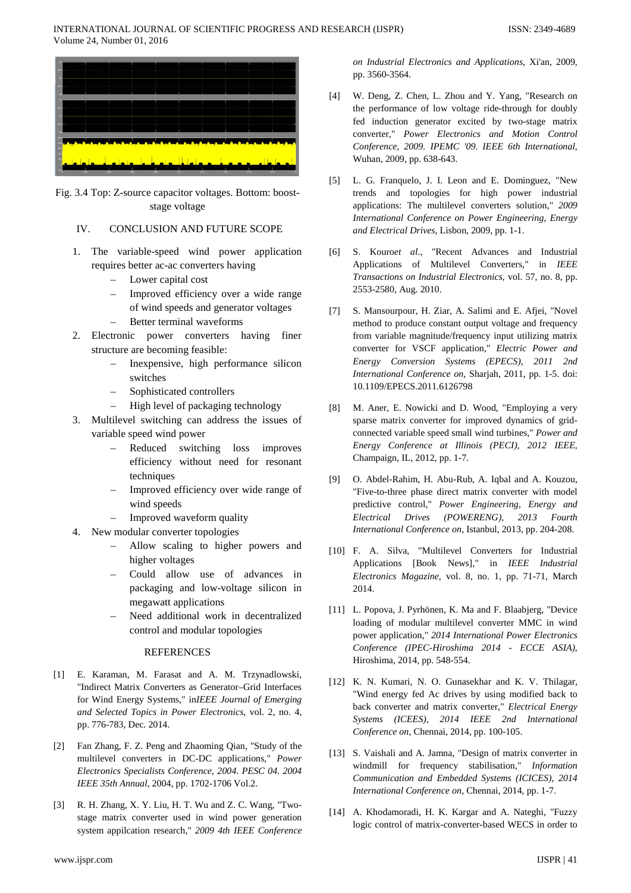Fig. 3.4 Top: Z-source capacitor voltages. Bottom: boost-stage voltage

## IV. CONCLUSION AND FUTURE SCOPE

1. The variable-speed wind power application requires better ac-ac converters having
   - Lower capital cost
   - Improved efficiency over a wide range of wind speeds and generator voltages
   - Better terminal waveforms
2. Electronic power converters having finer structure are becoming feasible:
   - Inexpensive, high performance silicon switches
   - Sophisticated controllers
   - High level of packaging technology
3. Multilevel switching can address the issues of variable speed wind power
   - Reduced switching loss improves efficiency without need for resonant techniques
   - Improved efficiency over wide range of wind speeds
   - Improved waveform quality
4. New modular converter topologies
   - Allow scaling to higher powers and higher voltages
   - Could allow use of advances in packaging and low-voltage silicon in megawatt applications
   - Need additional work in decentralized control and modular topologies

## REFERENCES

[1] E. Karaman, M. Farasat and A. M. Trzynadlowski, "Indirect Matrix Converters as Generator–Grid Interfaces for Wind Energy Systems," in*IEEE Journal of Emerging and Selected Topics in Power Electronics*, vol. 2, no. 4, pp. 776-783, Dec. 2014.

[2] Fan Zhang, F. Z. Peng and Zhaoming Qian, "Study of the multilevel converters in DC-DC applications," *Power Electronics Specialists Conference, 2004. PESC 04. 2004 IEEE 35th Annual*, 2004, pp. 1702-1706 Vol.2.

[3] R. H. Zhang, X. Y. Liu, H. T. Wu and Z. C. Wang, "Two-stage matrix converter used in wind power generation system appilcation research," *2009 4th IEEE Conference on Industrial Electronics and Applications*, Xi'an, 2009, pp. 3560-3564.

[4] W. Deng, Z. Chen, L. Zhou and Y. Yang, "Research on the performance of low voltage ride-through for doubly fed induction generator excited by two-stage matrix converter," *Power Electronics and Motion Control Conference, 2009. IPEMC '09. IEEE 6th International*, Wuhan, 2009, pp. 638-643.

[5] L. G. Franquelo, J. I. Leon and E. Dominguez, "New trends and topologies for high power industrial applications: The multilevel converters solution," *2009 International Conference on Power Engineering, Energy and Electrical Drives*, Lisbon, 2009, pp. 1-1.

[6] S. Kouro*et al*., "Recent Advances and Industrial Applications of Multilevel Converters," in *IEEE Transactions on Industrial Electronics*, vol. 57, no. 8, pp. 2553-2580, Aug. 2010.

[7] S. Mansourpour, H. Ziar, A. Salimi and E. Afjei, "Novel method to produce constant output voltage and frequency from variable magnitude/frequency input utilizing matrix converter for VSCF application," *Electric Power and Energy Conversion Systems (EPECS), 2011 2nd International Conference on*, Sharjah, 2011, pp. 1-5. doi: 10.1109/EPECS.2011.6126798

[8] M. Aner, E. Nowicki and D. Wood, "Employing a very sparse matrix converter for improved dynamics of grid-connected variable speed small wind turbines," *Power and Energy Conference at Illinois (PECI), 2012 IEEE*, Champaign, IL, 2012, pp. 1-7.

[9] O. Abdel-Rahim, H. Abu-Rub, A. Iqbal and A. Kouzou, "Five-to-three phase direct matrix converter with model predictive control," *Power Engineering, Energy and Electrical Drives (POWERENG), 2013 Fourth International Conference on*, Istanbul, 2013, pp. 204-208.

[10] F. A. Silva, "Multilevel Converters for Industrial Applications [Book News]," in *IEEE Industrial Electronics Magazine*, vol. 8, no. 1, pp. 71-71, March 2014.

[11] L. Popova, J. Pyrhönen, K. Ma and F. Blaabjerg, "Device loading of modular multilevel converter MMC in wind power application," *2014 International Power Electronics Conference (IPEC-Hiroshima 2014 - ECCE ASIA)*, Hiroshima, 2014, pp. 548-554.

[12] K. N. Kumari, N. O. Gunasekhar and K. V. Thilagar, "Wind energy fed Ac drives by using modified back to back converter and matrix converter," *Electrical Energy Systems (ICEES), 2014 IEEE 2nd International Conference on*, Chennai, 2014, pp. 100-105.

[13] S. Vaishali and A. Jamna, "Design of matrix converter in windmill for frequency stabilisation," *Information Communication and Embedded Systems (ICICES), 2014 International Conference on*, Chennai, 2014, pp. 1-7.

[14] A. Khodamoradi, H. K. Kargar and A. Nateghi, "Fuzzy logic control of matrix-converter-based WECS in order to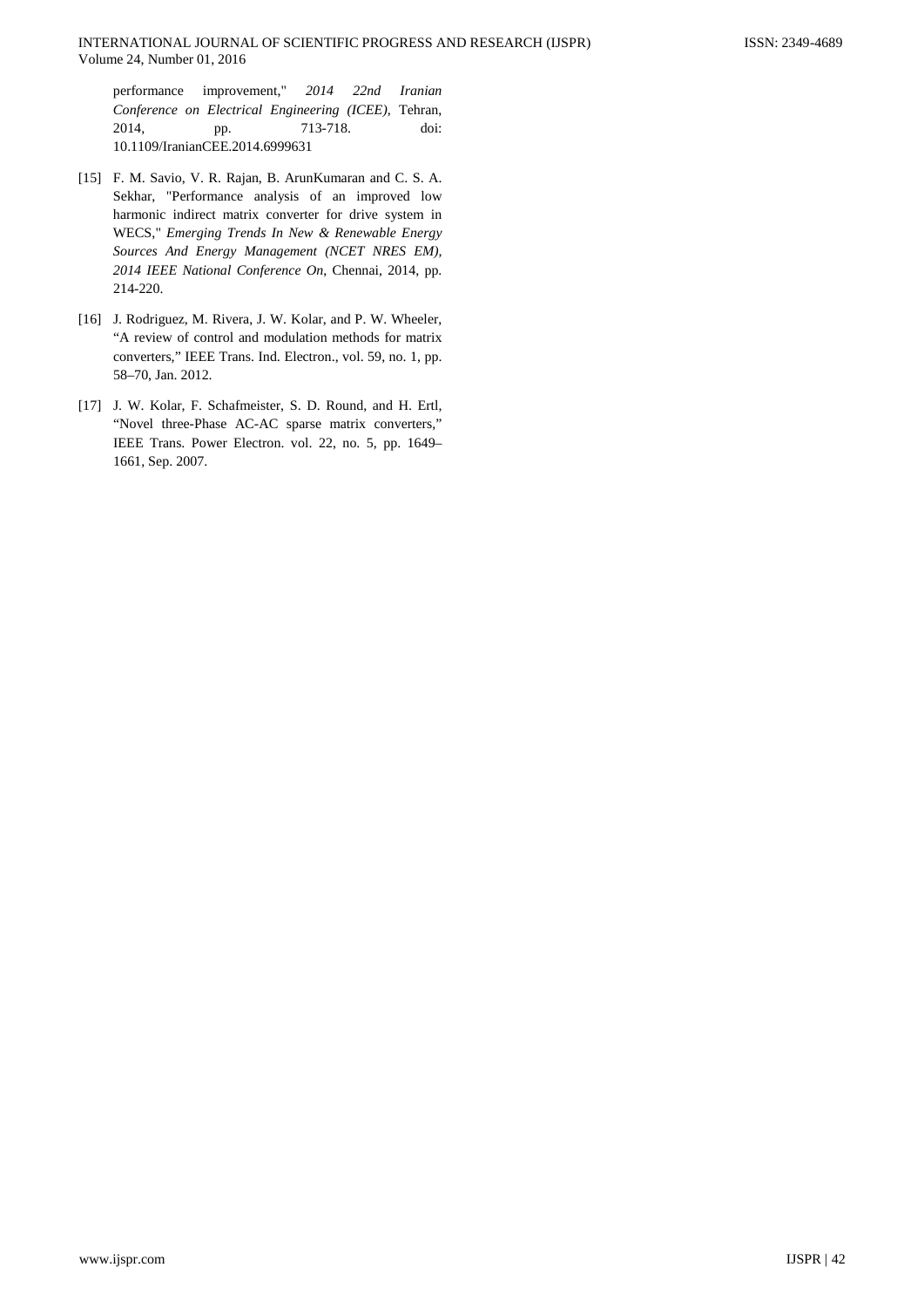performance improvement," *2014 22nd Iranian Conference on Electrical Engineering (ICEE)*, Tehran, 2014, pp. 713-718. doi: 10.1109/IranianCEE.2014.6999631

[15] F. M. Savio, V. R. Rajan, B. ArunKumaran and C. S. A. Sekhar, "Performance analysis of an improved low harmonic indirect matrix converter for drive system in WECS," *Emerging Trends In New & Renewable Energy Sources And Energy Management (NCET NRES EM), 2014 IEEE National Conference On*, Chennai, 2014, pp. 214-220.

[16] J. Rodriguez, M. Rivera, J. W. Kolar, and P. W. Wheeler, "A review of control and modulation methods for matrix converters," IEEE Trans. Ind. Electron., vol. 59, no. 1, pp. 58–70, Jan. 2012.

[17] J. W. Kolar, F. Schafmeister, S. D. Round, and H. Ertl, "Novel three-Phase AC-AC sparse matrix converters," IEEE Trans. Power Electron. vol. 22, no. 5, pp. 1649–1661, Sep. 2007.